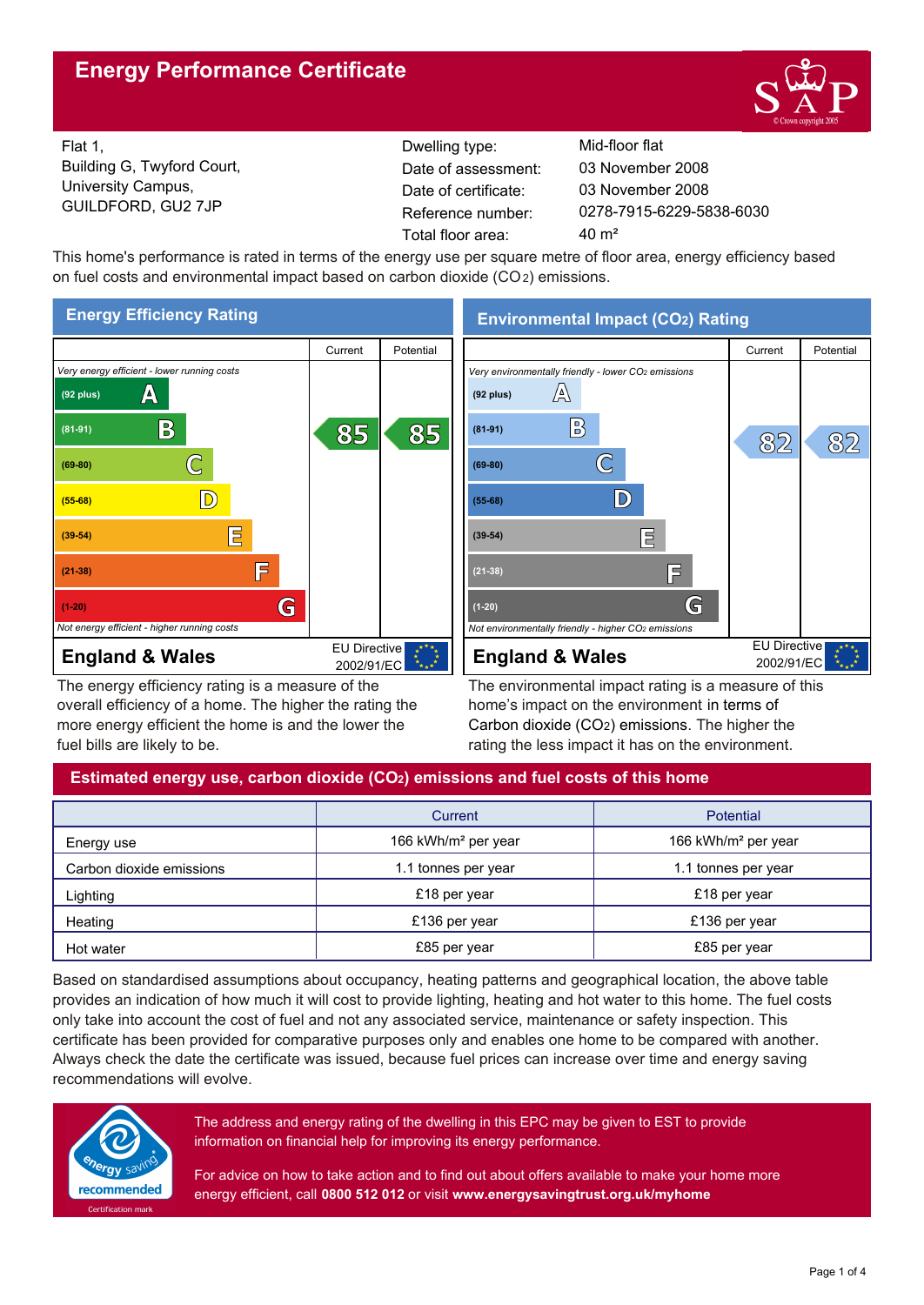# Energy Performance Certificate

Flat 1,
Building G, Twyford Court,
University Campus,
GUILDFORD, GU2 7JP

| | |
|---|---|
| Dwelling type: | Mid-floor flat |
| Date of assessment: | 03 November 2008 |
| Date of certificate: | 03 November 2008 |
| Reference number: | 0278-7915-6229-5838-6030 |
| Total floor area: | 40 m² |

This home's performance is rated in terms of the energy use per square metre of floor area, energy efficiency based on fuel costs and environmental impact based on carbon dioxide ($CO_2$) emissions.

## Energy Efficiency Rating

| | Current | Potential |
|---|---|---|
| *Very energy efficient - lower running costs* | | |
| (92 plus) A | | |
| (81-91) B | 85 | 85 |
| (69-80) C | | |
| (55-68) D | | |
| (39-54) E | | |
| (21-38) F | | |
| (1-20) G | | |
| *Not energy efficient - higher running costs* | | |

**England & Wales** — EU Directive 2002/91/EC

The energy efficiency rating is a measure of the overall efficiency of a home. The higher the rating the more energy efficient the home is and the lower the fuel bills are likely to be.

## Environmental Impact ($CO_2$) Rating

| | Current | Potential |
|---|---|---|
| *Very environmentally friendly - lower $CO_2$ emissions* | | |
| (92 plus) A | | |
| (81-91) B | 82 | 82 |
| (69-80) C | | |
| (55-68) D | | |
| (39-54) E | | |
| (21-38) F | | |
| (1-20) G | | |
| *Not environmentally friendly - higher $CO_2$ emissions* | | |

**England & Wales** — EU Directive 2002/91/EC

The environmental impact rating is a measure of this home's impact on the environment in terms of Carbon dioxide ($CO_2$) emissions. The higher the rating the less impact it has on the environment.

## Estimated energy use, carbon dioxide ($CO_2$) emissions and fuel costs of this home

| | Current | Potential |
|---|---|---|
| Energy use | 166 kWh/m² per year | 166 kWh/m² per year |
| Carbon dioxide emissions | 1.1 tonnes per year | 1.1 tonnes per year |
| Lighting | £18 per year | £18 per year |
| Heating | £136 per year | £136 per year |
| Hot water | £85 per year | £85 per year |

Based on standardised assumptions about occupancy, heating patterns and geographical location, the above table provides an indication of how much it will cost to provide lighting, heating and hot water to this home. The fuel costs only take into account the cost of fuel and not any associated service, maintenance or safety inspection. This certificate has been provided for comparative purposes only and enables one home to be compared with another. Always check the date the certificate was issued, because fuel prices can increase over time and energy saving recommendations will evolve.

energy saving recommended — Certification mark

The address and energy rating of the dwelling in this EPC may be given to EST to provide information on financial help for improving its energy performance.

For advice on how to take action and to find out about offers available to make your home more energy efficient, call **0800 512 012** or visit **www.energysavingtrust.org.uk/myhome**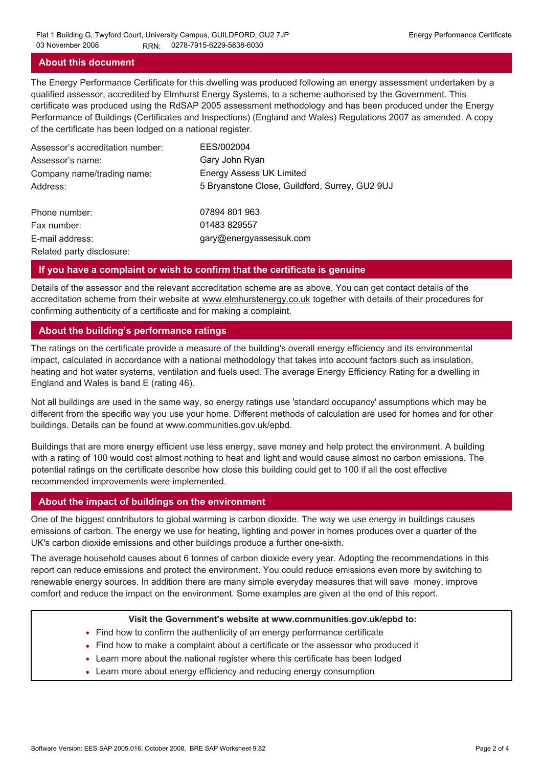## About this document

The Energy Performance Certificate for this dwelling was produced following an energy assessment undertaken by a qualified assessor, accredited by Elmhurst Energy Systems, to a scheme authorised by the Government. This certificate was produced using the RdSAP 2005 assessment methodology and has been produced under the Energy Performance of Buildings (Certificates and Inspections) (England and Wales) Regulations 2007 as amended. A copy of the certificate has been lodged on a national register.

| | |
|---|---|
| Assessor's accreditation number: | EES/002004 |
| Assessor's name: | Gary John Ryan |
| Company name/trading name: | Energy Assess UK Limited |
| Address: | 5 Bryanstone Close, Guildford, Surrey, GU2 9UJ |
| Phone number: | 07894 801 963 |
| Fax number: | 01483 829557 |
| E-mail address: | gary@energyassessuk.com |
| Related party disclosure: | |

## If you have a complaint or wish to confirm that the certificate is genuine

Details of the assessor and the relevant accreditation scheme are as above. You can get contact details of the accreditation scheme from their website at www.elmhurstenergy.co.uk together with details of their procedures for confirming authenticity of a certificate and for making a complaint.

## About the building's performance ratings

The ratings on the certificate provide a measure of the building's overall energy efficiency and its environmental impact, calculated in accordance with a national methodology that takes into account factors such as insulation, heating and hot water systems, ventilation and fuels used. The average Energy Efficiency Rating for a dwelling in England and Wales is band E (rating 46).

Not all buildings are used in the same way, so energy ratings use 'standard occupancy' assumptions which may be different from the specific way you use your home. Different methods of calculation are used for homes and for other buildings. Details can be found at www.communities.gov.uk/epbd.

Buildings that are more energy efficient use less energy, save money and help protect the environment. A building with a rating of 100 would cost almost nothing to heat and light and would cause almost no carbon emissions. The potential ratings on the certificate describe how close this building could get to 100 if all the cost effective recommended improvements were implemented.

## About the impact of buildings on the environment

One of the biggest contributors to global warming is carbon dioxide. The way we use energy in buildings causes emissions of carbon. The energy we use for heating, lighting and power in homes produces over a quarter of the UK's carbon dioxide emissions and other buildings produce a further one-sixth.

The average household causes about 6 tonnes of carbon dioxide every year. Adopting the recommendations in this report can reduce emissions and protect the environment. You could reduce emissions even more by switching to renewable energy sources. In addition there are many simple everyday measures that will save money, improve comfort and reduce the impact on the environment. Some examples are given at the end of this report.

**Visit the Government's website at www.communities.gov.uk/epbd to:**

- Find how to confirm the authenticity of an energy performance certificate
- Find how to make a complaint about a certificate or the assessor who produced it
- Learn more about the national register where this certificate has been lodged
- Learn more about energy efficiency and reducing energy consumption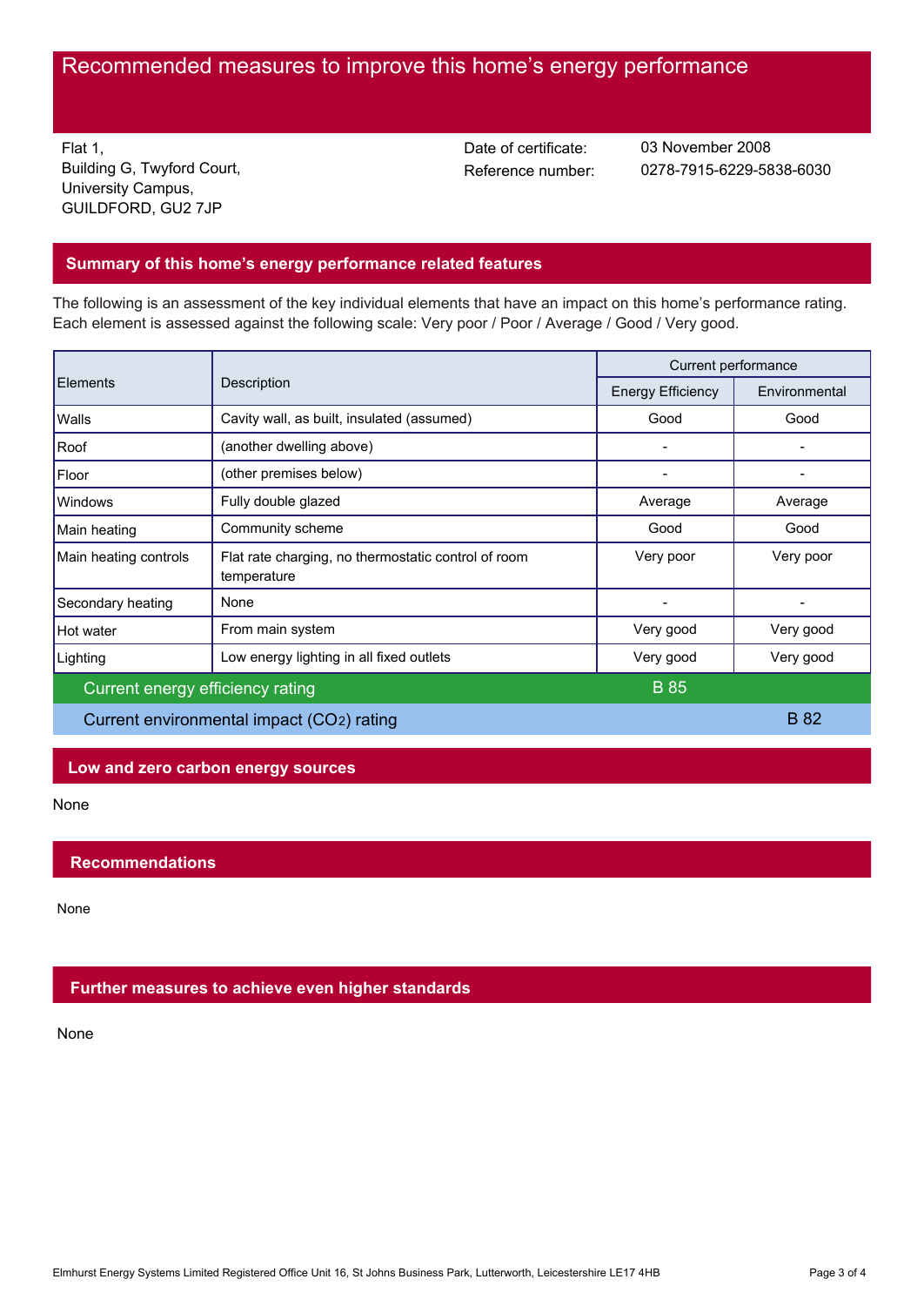# Recommended measures to improve this home's energy performance

Flat 1,
Building G, Twyford Court,
University Campus,
GUILDFORD, GU2 7JP

Date of certificate: 03 November 2008
Reference number: 0278-7915-6229-5838-6030

## Summary of this home's energy performance related features

The following is an assessment of the key individual elements that have an impact on this home's performance rating. Each element is assessed against the following scale: Very poor / Poor / Average / Good / Very good.

| Elements | Description | Current performance | |
|---|---|---|---|
| | | Energy Efficiency | Environmental |
| Walls | Cavity wall, as built, insulated (assumed) | Good | Good |
| Roof | (another dwelling above) | - | - |
| Floor | (other premises below) | - | - |
| Windows | Fully double glazed | Average | Average |
| Main heating | Community scheme | Good | Good |
| Main heating controls | Flat rate charging, no thermostatic control of room temperature | Very poor | Very poor |
| Secondary heating | None | - | - |
| Hot water | From main system | Very good | Very good |
| Lighting | Low energy lighting in all fixed outlets | Very good | Very good |
| Current energy efficiency rating | | B 85 | |
| Current environmental impact ($CO_2$) rating | | | B 82 |

## Low and zero carbon energy sources

None

## Recommendations

None

## Further measures to achieve even higher standards

None

Elmhurst Energy Systems Limited Registered Office Unit 16, St Johns Business Park, Lutterworth, Leicestershire LE17 4HB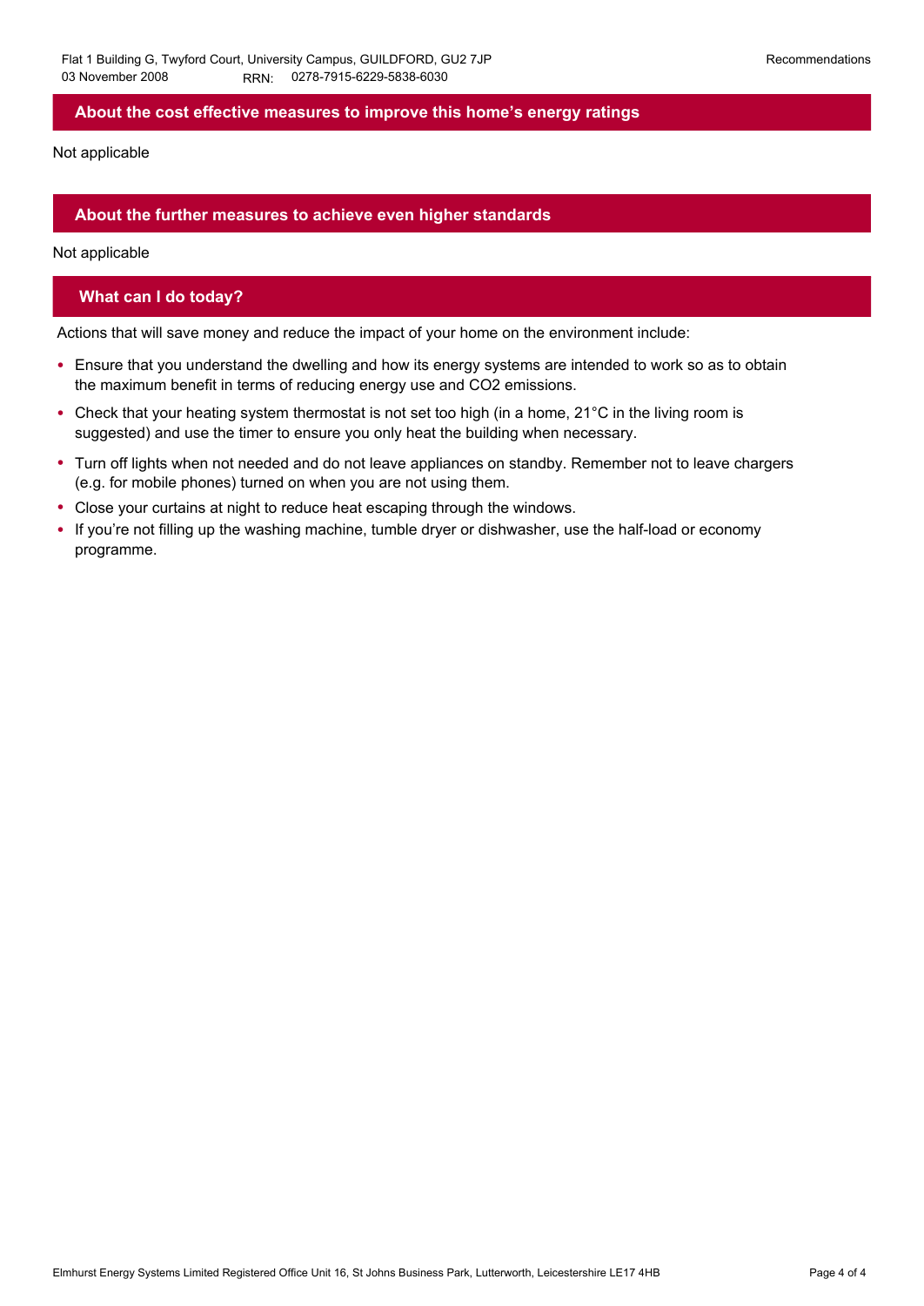## About the cost effective measures to improve this home's energy ratings

Not applicable

## About the further measures to achieve even higher standards

Not applicable

## What can I do today?

Actions that will save money and reduce the impact of your home on the environment include:

- Ensure that you understand the dwelling and how its energy systems are intended to work so as to obtain the maximum benefit in terms of reducing energy use and $CO_2$ emissions.
- Check that your heating system thermostat is not set too high (in a home, 21°C in the living room is suggested) and use the timer to ensure you only heat the building when necessary.
- Turn off lights when not needed and do not leave appliances on standby. Remember not to leave chargers (e.g. for mobile phones) turned on when you are not using them.
- Close your curtains at night to reduce heat escaping through the windows.
- If you're not filling up the washing machine, tumble dryer or dishwasher, use the half-load or economy programme.